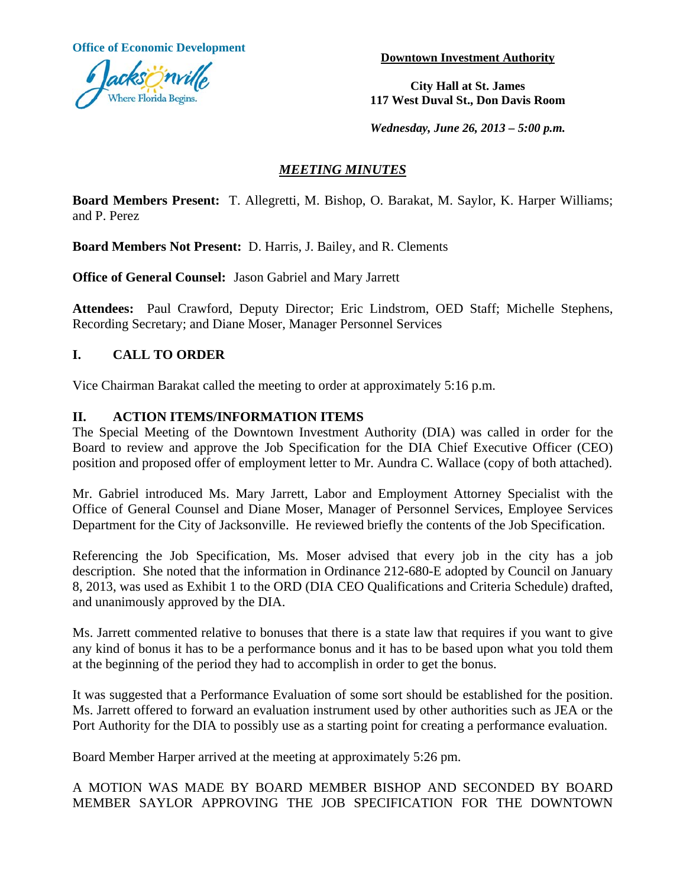Office of Economic Development

Jacksonville — Where Florida Begins.

**Downtown Investment Authority**

**City Hall at St. James**
**117 West Duval St., Don Davis Room**

*Wednesday, June 26, 2013 – 5:00 p.m.*

## *MEETING MINUTES*

**Board Members Present:** T. Allegretti, M. Bishop, O. Barakat, M. Saylor, K. Harper Williams; and P. Perez

**Board Members Not Present:** D. Harris, J. Bailey, and R. Clements

**Office of General Counsel:** Jason Gabriel and Mary Jarrett

**Attendees:** Paul Crawford, Deputy Director; Eric Lindstrom, OED Staff; Michelle Stephens, Recording Secretary; and Diane Moser, Manager Personnel Services

## I. CALL TO ORDER

Vice Chairman Barakat called the meeting to order at approximately 5:16 p.m.

## II. ACTION ITEMS/INFORMATION ITEMS

The Special Meeting of the Downtown Investment Authority (DIA) was called in order for the Board to review and approve the Job Specification for the DIA Chief Executive Officer (CEO) position and proposed offer of employment letter to Mr. Aundra C. Wallace (copy of both attached).

Mr. Gabriel introduced Ms. Mary Jarrett, Labor and Employment Attorney Specialist with the Office of General Counsel and Diane Moser, Manager of Personnel Services, Employee Services Department for the City of Jacksonville. He reviewed briefly the contents of the Job Specification.

Referencing the Job Specification, Ms. Moser advised that every job in the city has a job description. She noted that the information in Ordinance 212-680-E adopted by Council on January 8, 2013, was used as Exhibit 1 to the ORD (DIA CEO Qualifications and Criteria Schedule) drafted, and unanimously approved by the DIA.

Ms. Jarrett commented relative to bonuses that there is a state law that requires if you want to give any kind of bonus it has to be a performance bonus and it has to be based upon what you told them at the beginning of the period they had to accomplish in order to get the bonus.

It was suggested that a Performance Evaluation of some sort should be established for the position. Ms. Jarrett offered to forward an evaluation instrument used by other authorities such as JEA or the Port Authority for the DIA to possibly use as a starting point for creating a performance evaluation.

Board Member Harper arrived at the meeting at approximately 5:26 pm.

A MOTION WAS MADE BY BOARD MEMBER BISHOP AND SECONDED BY BOARD MEMBER SAYLOR APPROVING THE JOB SPECIFICATION FOR THE DOWNTOWN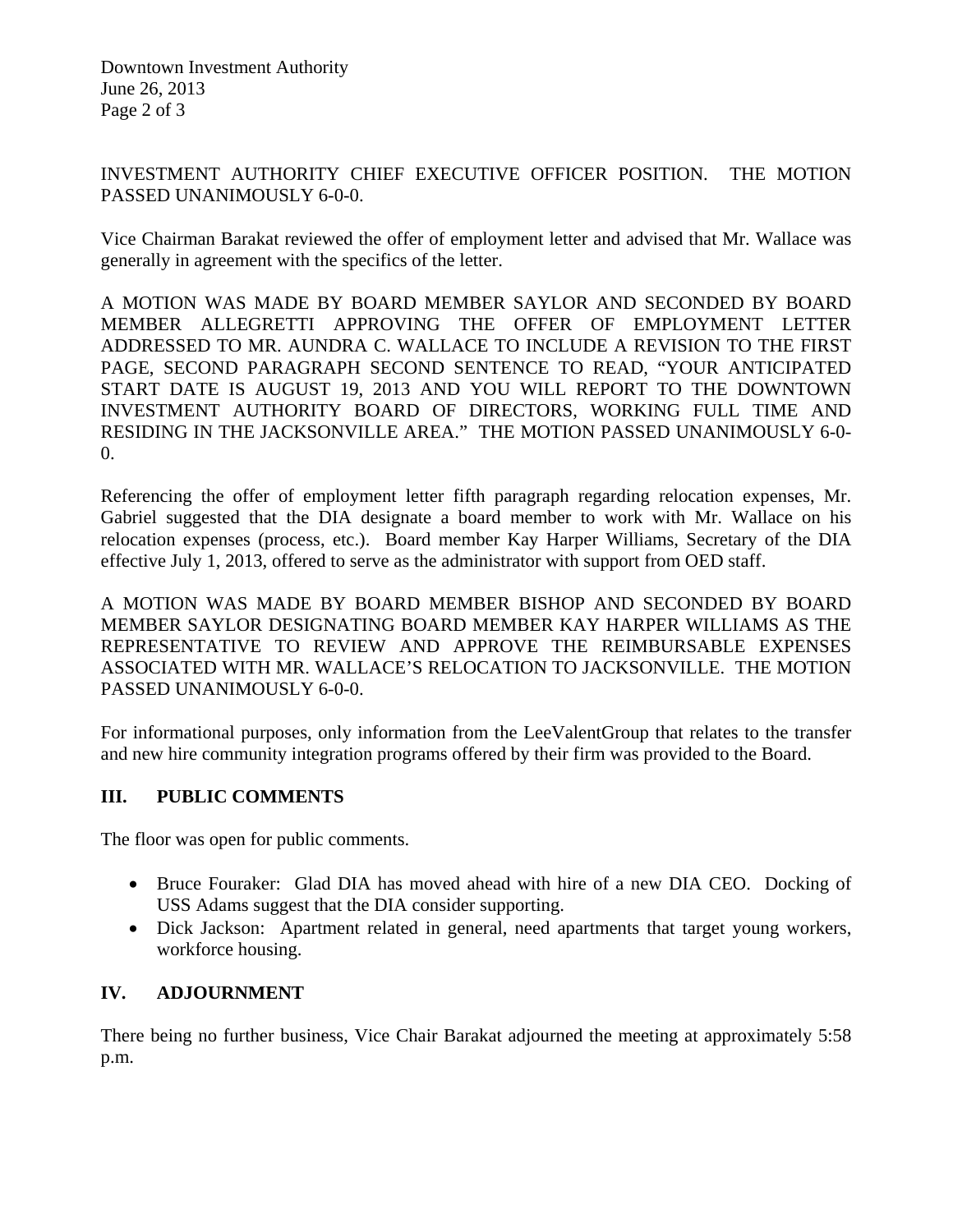INVESTMENT AUTHORITY CHIEF EXECUTIVE OFFICER POSITION. THE MOTION PASSED UNANIMOUSLY 6-0-0.

Vice Chairman Barakat reviewed the offer of employment letter and advised that Mr. Wallace was generally in agreement with the specifics of the letter.

A MOTION WAS MADE BY BOARD MEMBER SAYLOR AND SECONDED BY BOARD MEMBER ALLEGRETTI APPROVING THE OFFER OF EMPLOYMENT LETTER ADDRESSED TO MR. AUNDRA C. WALLACE TO INCLUDE A REVISION TO THE FIRST PAGE, SECOND PARAGRAPH SECOND SENTENCE TO READ, "YOUR ANTICIPATED START DATE IS AUGUST 19, 2013 AND YOU WILL REPORT TO THE DOWNTOWN INVESTMENT AUTHORITY BOARD OF DIRECTORS, WORKING FULL TIME AND RESIDING IN THE JACKSONVILLE AREA." THE MOTION PASSED UNANIMOUSLY 6-0-0.

Referencing the offer of employment letter fifth paragraph regarding relocation expenses, Mr. Gabriel suggested that the DIA designate a board member to work with Mr. Wallace on his relocation expenses (process, etc.). Board member Kay Harper Williams, Secretary of the DIA effective July 1, 2013, offered to serve as the administrator with support from OED staff.

A MOTION WAS MADE BY BOARD MEMBER BISHOP AND SECONDED BY BOARD MEMBER SAYLOR DESIGNATING BOARD MEMBER KAY HARPER WILLIAMS AS THE REPRESENTATIVE TO REVIEW AND APPROVE THE REIMBURSABLE EXPENSES ASSOCIATED WITH MR. WALLACE'S RELOCATION TO JACKSONVILLE. THE MOTION PASSED UNANIMOUSLY 6-0-0.

For informational purposes, only information from the LeeValentGroup that relates to the transfer and new hire community integration programs offered by their firm was provided to the Board.

## III. PUBLIC COMMENTS

The floor was open for public comments.

- Bruce Fouraker: Glad DIA has moved ahead with hire of a new DIA CEO. Docking of USS Adams suggest that the DIA consider supporting.
- Dick Jackson: Apartment related in general, need apartments that target young workers, workforce housing.

## IV. ADJOURNMENT

There being no further business, Vice Chair Barakat adjourned the meeting at approximately 5:58 p.m.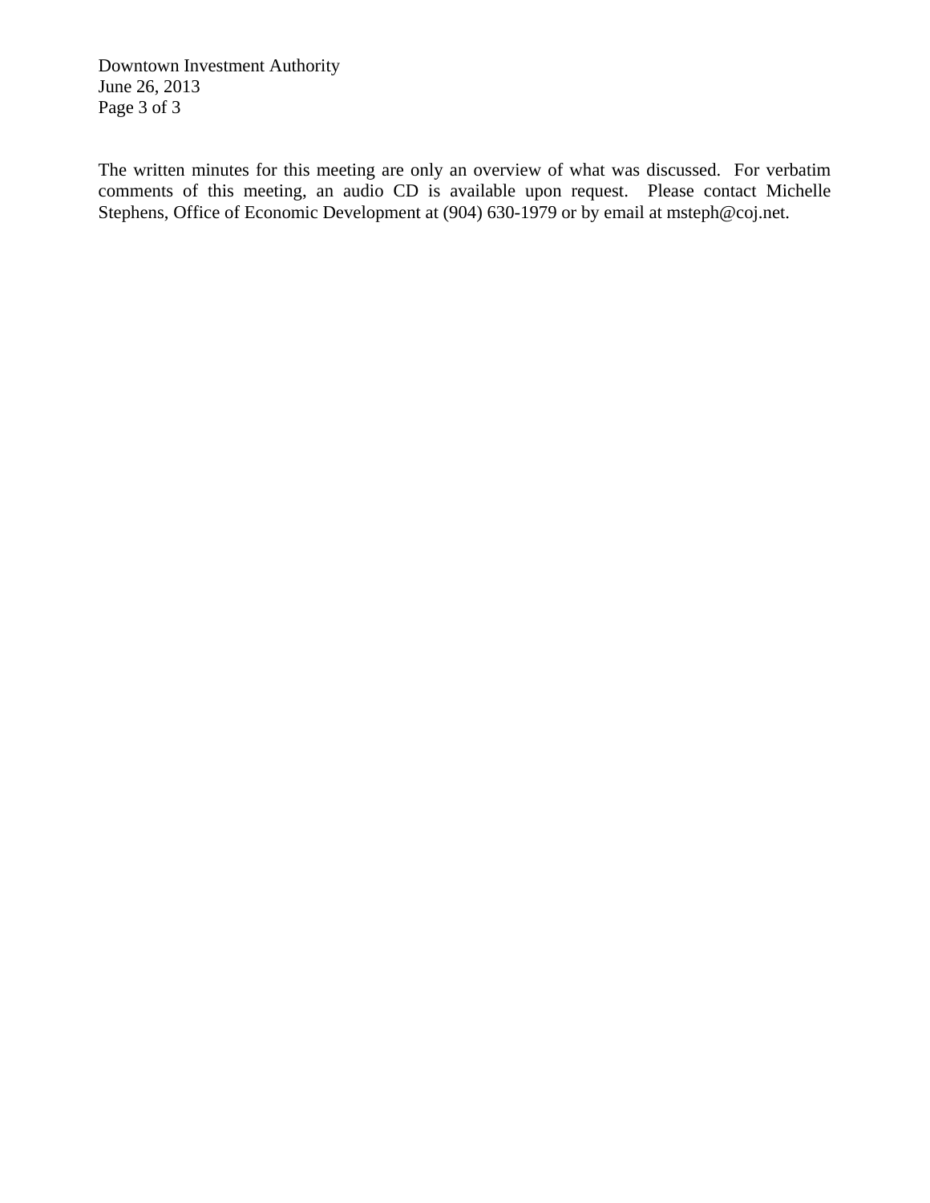The written minutes for this meeting are only an overview of what was discussed. For verbatim comments of this meeting, an audio CD is available upon request. Please contact Michelle Stephens, Office of Economic Development at (904) 630-1979 or by email at msteph@coj.net.